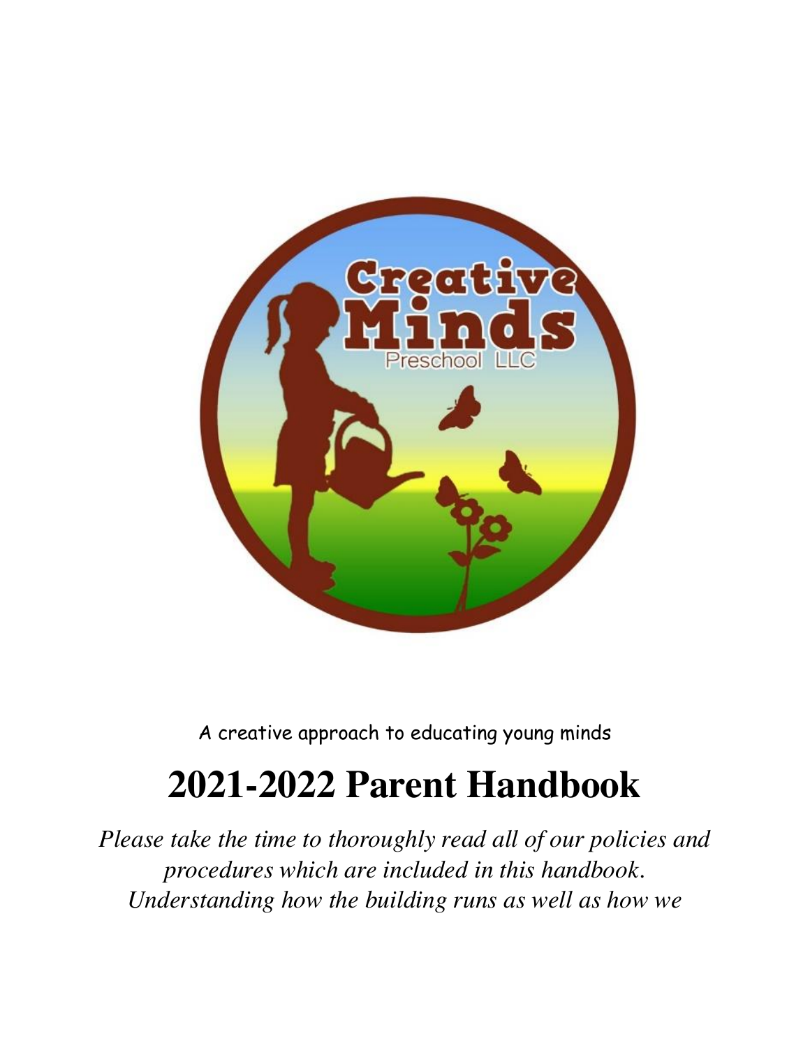Creative Minds Preschool LLC

A creative approach to educating young minds

# 2021-2022 Parent Handbook

*Please take the time to thoroughly read all of our policies and procedures which are included in this handbook. Understanding how the building runs as well as how we*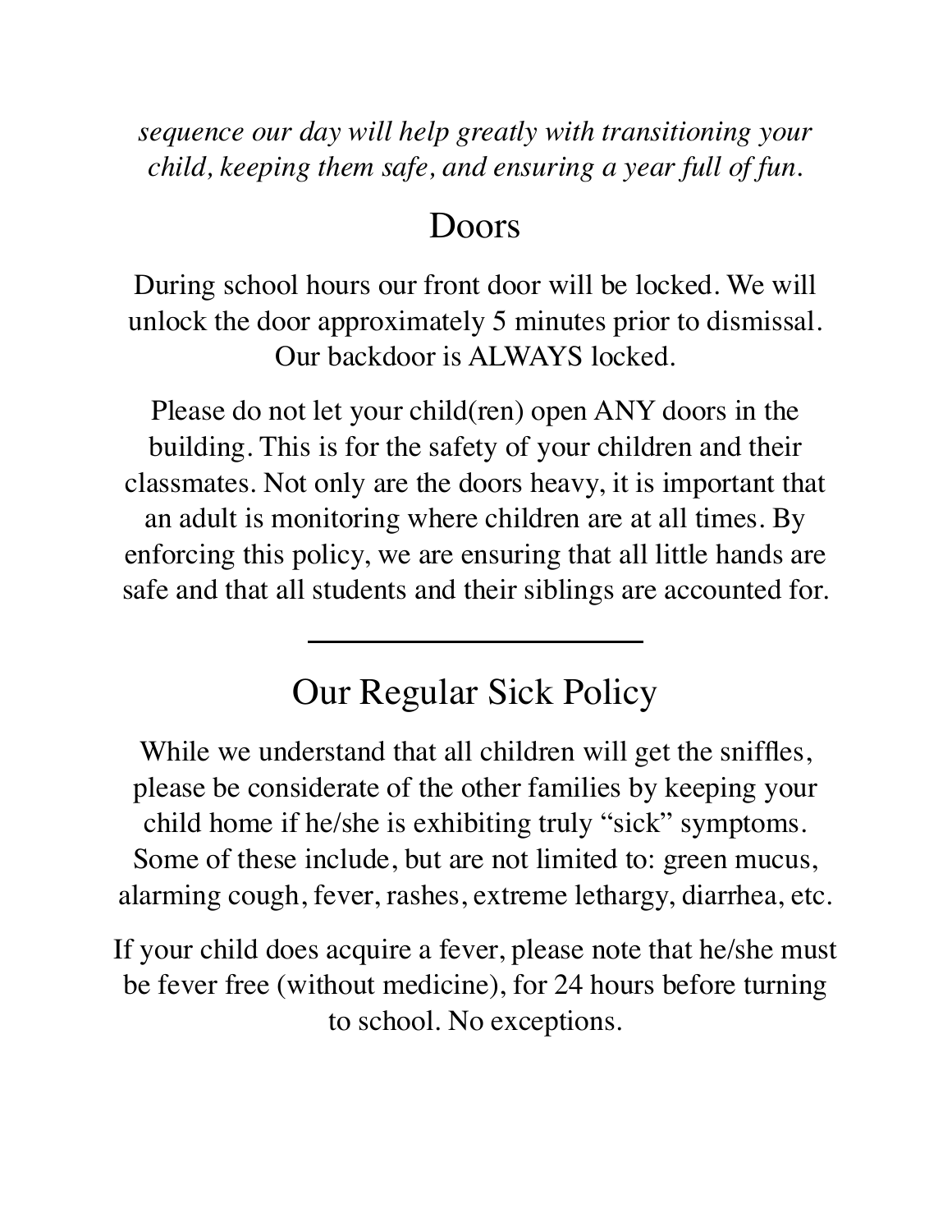*sequence our day will help greatly with transitioning your child, keeping them safe, and ensuring a year full of fun.*

## Doors

During school hours our front door will be locked. We will unlock the door approximately 5 minutes prior to dismissal. Our backdoor is ALWAYS locked.

Please do not let your child(ren) open ANY doors in the building. This is for the safety of your children and their classmates. Not only are the doors heavy, it is important that an adult is monitoring where children are at all times. By enforcing this policy, we are ensuring that all little hands are safe and that all students and their siblings are accounted for.

---

## Our Regular Sick Policy

While we understand that all children will get the sniffles, please be considerate of the other families by keeping your child home if he/she is exhibiting truly "sick" symptoms. Some of these include, but are not limited to: green mucus, alarming cough, fever, rashes, extreme lethargy, diarrhea, etc.

If your child does acquire a fever, please note that he/she must be fever free (without medicine), for 24 hours before turning to school. No exceptions.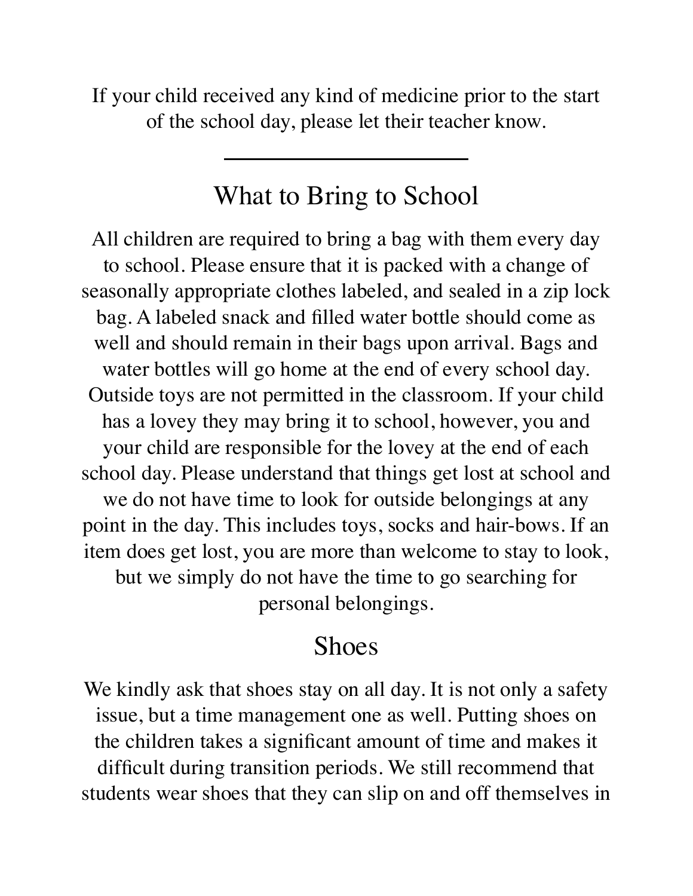If your child received any kind of medicine prior to the start of the school day, please let their teacher know.

---

## What to Bring to School

All children are required to bring a bag with them every day to school. Please ensure that it is packed with a change of seasonally appropriate clothes labeled, and sealed in a zip lock bag. A labeled snack and filled water bottle should come as well and should remain in their bags upon arrival. Bags and water bottles will go home at the end of every school day. Outside toys are not permitted in the classroom. If your child has a lovey they may bring it to school, however, you and your child are responsible for the lovey at the end of each school day. Please understand that things get lost at school and we do not have time to look for outside belongings at any point in the day. This includes toys, socks and hair-bows. If an item does get lost, you are more than welcome to stay to look, but we simply do not have the time to go searching for personal belongings.

## Shoes

We kindly ask that shoes stay on all day. It is not only a safety issue, but a time management one as well. Putting shoes on the children takes a significant amount of time and makes it difficult during transition periods. We still recommend that students wear shoes that they can slip on and off themselves in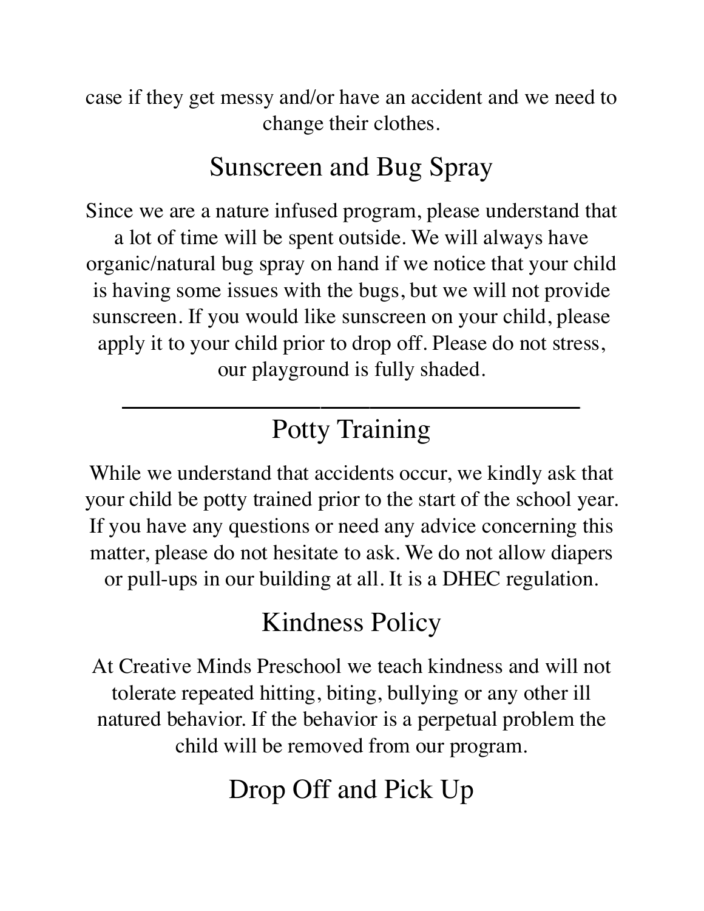case if they get messy and/or have an accident and we need to change their clothes.

## Sunscreen and Bug Spray

Since we are a nature infused program, please understand that a lot of time will be spent outside. We will always have organic/natural bug spray on hand if we notice that your child is having some issues with the bugs, but we will not provide sunscreen. If you would like sunscreen on your child, please apply it to your child prior to drop off. Please do not stress, our playground is fully shaded.

---

## Potty Training

While we understand that accidents occur, we kindly ask that your child be potty trained prior to the start of the school year. If you have any questions or need any advice concerning this matter, please do not hesitate to ask. We do not allow diapers or pull-ups in our building at all. It is a DHEC regulation.

## Kindness Policy

At Creative Minds Preschool we teach kindness and will not tolerate repeated hitting, biting, bullying or any other ill natured behavior. If the behavior is a perpetual problem the child will be removed from our program.

## Drop Off and Pick Up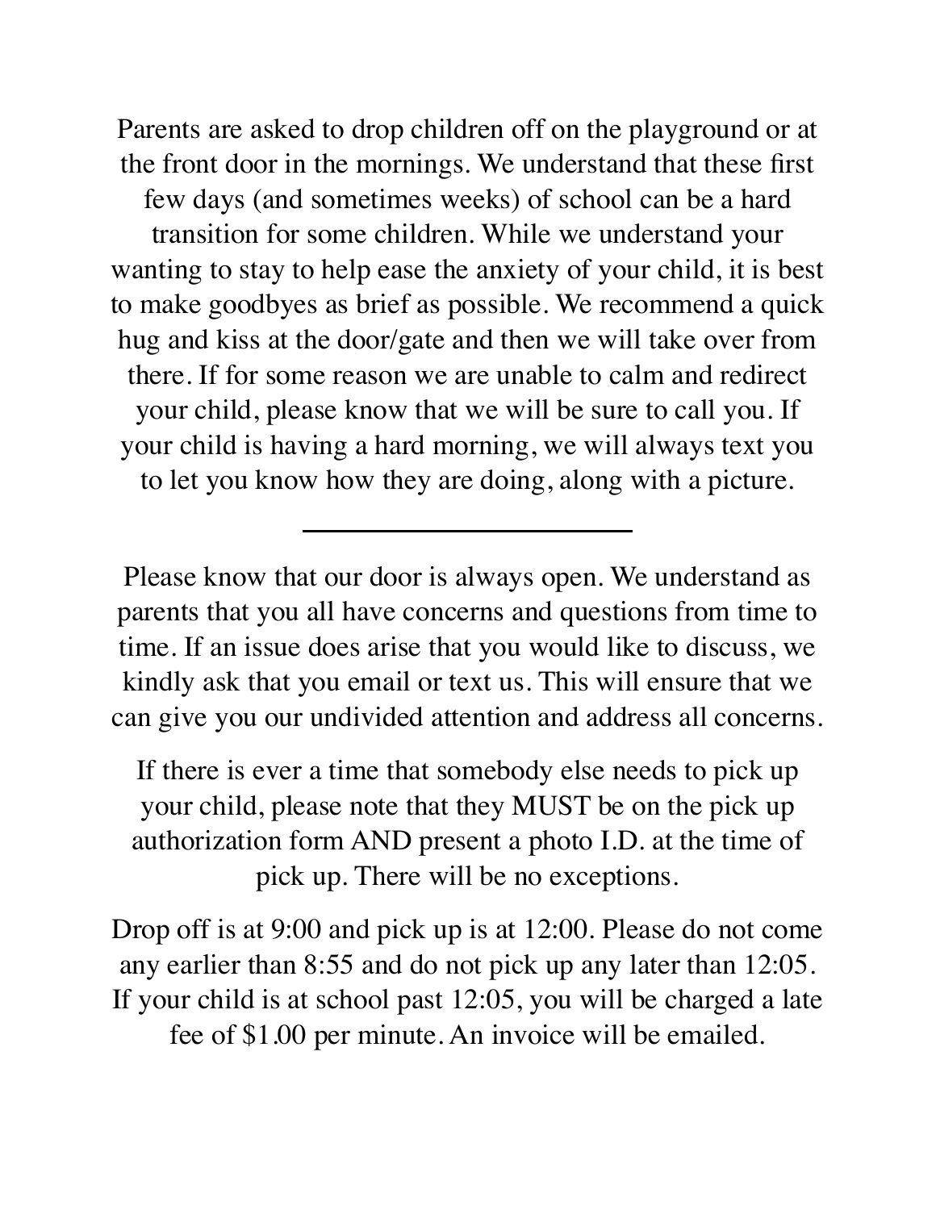Parents are asked to drop children off on the playground or at the front door in the mornings. We understand that these first few days (and sometimes weeks) of school can be a hard transition for some children. While we understand your wanting to stay to help ease the anxiety of your child, it is best to make goodbyes as brief as possible. We recommend a quick hug and kiss at the door/gate and then we will take over from there. If for some reason we are unable to calm and redirect your child, please know that we will be sure to call you. If your child is having a hard morning, we will always text you to let you know how they are doing, along with a picture.

---

Please know that our door is always open. We understand as parents that you all have concerns and questions from time to time. If an issue does arise that you would like to discuss, we kindly ask that you email or text us. This will ensure that we can give you our undivided attention and address all concerns.

If there is ever a time that somebody else needs to pick up your child, please note that they MUST be on the pick up authorization form AND present a photo I.D. at the time of pick up. There will be no exceptions.

Drop off is at 9:00 and pick up is at 12:00. Please do not come any earlier than 8:55 and do not pick up any later than 12:05. If your child is at school past 12:05, you will be charged a late fee of $1.00 per minute. An invoice will be emailed.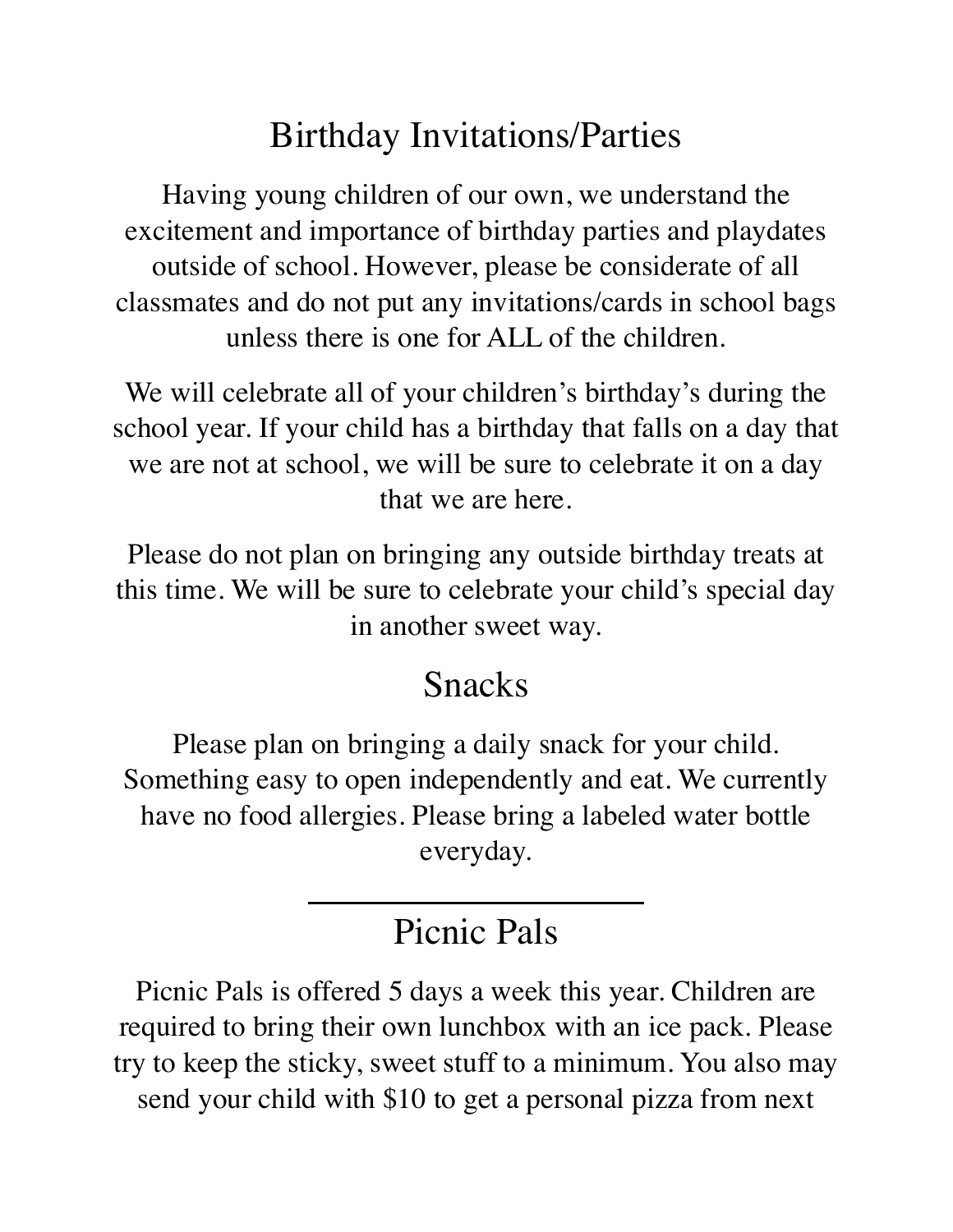## Birthday Invitations/Parties

Having young children of our own, we understand the excitement and importance of birthday parties and playdates outside of school. However, please be considerate of all classmates and do not put any invitations/cards in school bags unless there is one for ALL of the children.

We will celebrate all of your children's birthday's during the school year. If your child has a birthday that falls on a day that we are not at school, we will be sure to celebrate it on a day that we are here.

Please do not plan on bringing any outside birthday treats at this time. We will be sure to celebrate your child's special day in another sweet way.

## Snacks

Please plan on bringing a daily snack for your child. Something easy to open independently and eat. We currently have no food allergies. Please bring a labeled water bottle everyday.

---

## Picnic Pals

Picnic Pals is offered 5 days a week this year. Children are required to bring their own lunchbox with an ice pack. Please try to keep the sticky, sweet stuff to a minimum. You also may send your child with $10 to get a personal pizza from next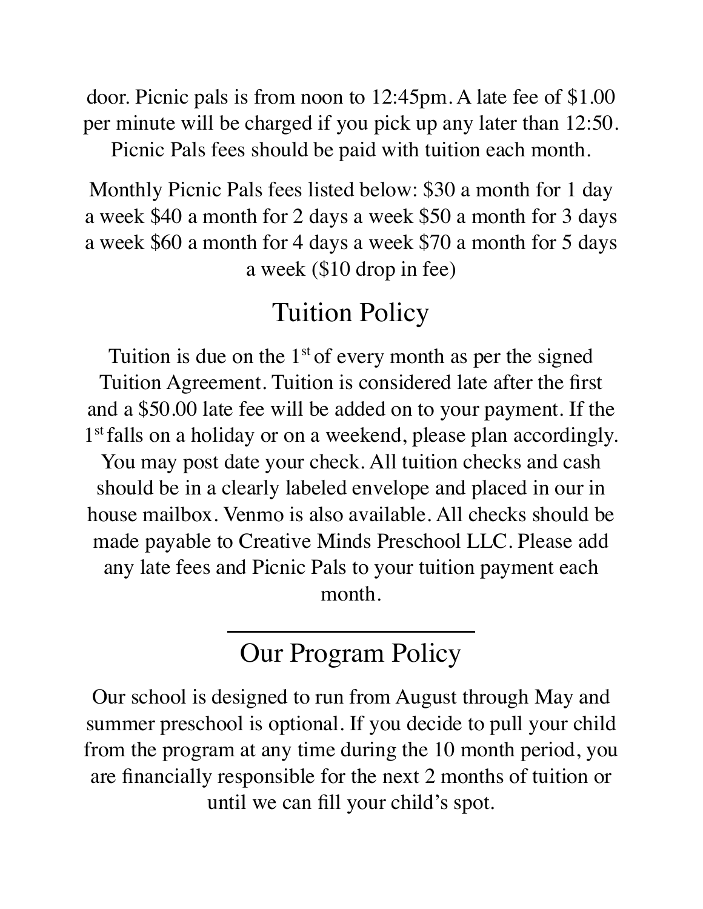door. Picnic pals is from noon to 12:45pm. A late fee of $1.00 per minute will be charged if you pick up any later than 12:50. Picnic Pals fees should be paid with tuition each month.

Monthly Picnic Pals fees listed below: $30 a month for 1 day a week $40 a month for 2 days a week $50 a month for 3 days a week $60 a month for 4 days a week $70 a month for 5 days a week ($10 drop in fee)

## Tuition Policy

Tuition is due on the 1st of every month as per the signed Tuition Agreement. Tuition is considered late after the first and a $50.00 late fee will be added on to your payment. If the 1st falls on a holiday or on a weekend, please plan accordingly. You may post date your check. All tuition checks and cash should be in a clearly labeled envelope and placed in our in house mailbox. Venmo is also available. All checks should be made payable to Creative Minds Preschool LLC. Please add any late fees and Picnic Pals to your tuition payment each month.

---

## Our Program Policy

Our school is designed to run from August through May and summer preschool is optional. If you decide to pull your child from the program at any time during the 10 month period, you are financially responsible for the next 2 months of tuition or until we can fill your child's spot.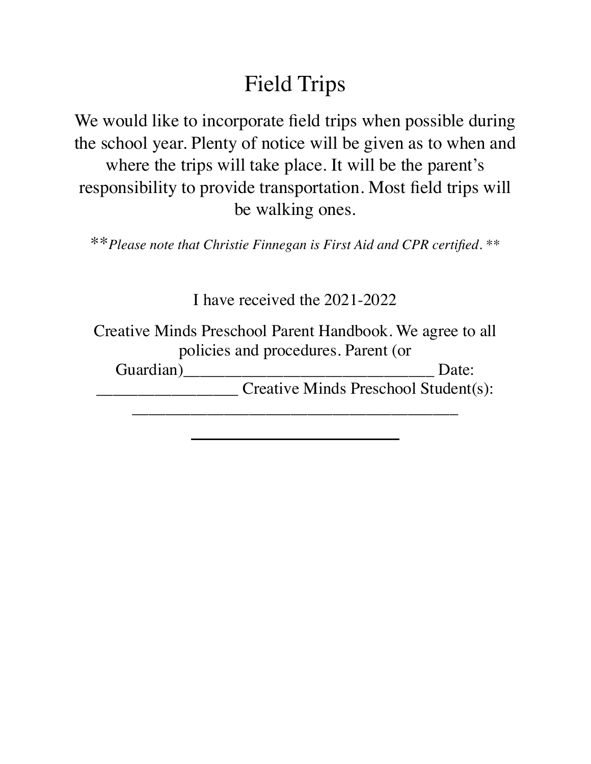# Field Trips

We would like to incorporate field trips when possible during the school year. Plenty of notice will be given as to when and where the trips will take place. It will be the parent's responsibility to provide transportation. Most field trips will be walking ones.

**\*\****Please note that Christie Finnegan is First Aid and CPR certified*. **\*\***

I have received the 2021-2022

Creative Minds Preschool Parent Handbook. We agree to all policies and procedures. Parent (or Guardian)_____________________________ Date: ________________ Creative Minds Preschool Student(s): ______________________________________

________________________